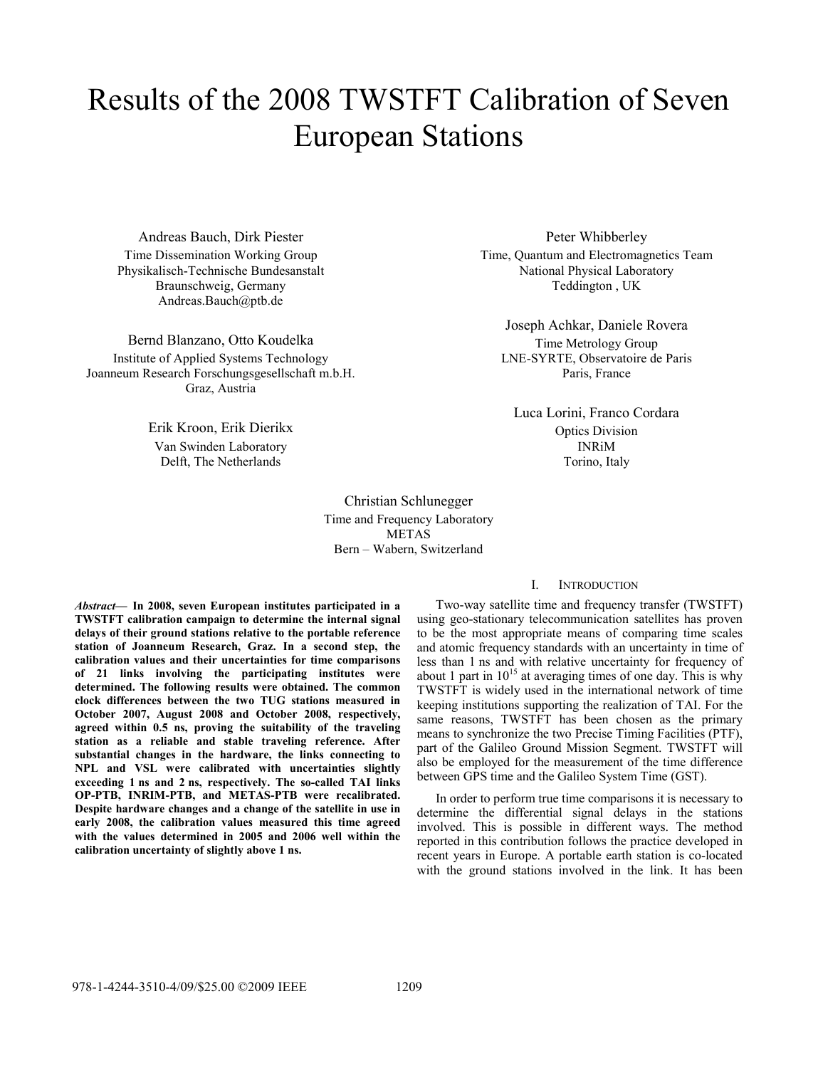# Results of the 2008 TWSTFT Calibration of Seven European Stations

Andreas Bauch, Dirk Piester
Time Dissemination Working Group
Physikalisch-Technische Bundesanstalt
Braunschweig, Germany
Andreas.Bauch@ptb.de

Bernd Blanzano, Otto Koudelka
Institute of Applied Systems Technology
Joanneum Research Forschungsgesellschaft m.b.H.
Graz, Austria

Erik Kroon, Erik Dierikx
Van Swinden Laboratory
Delft, The Netherlands

Peter Whibberley
Time, Quantum and Electromagnetics Team
National Physical Laboratory
Teddington , UK

Joseph Achkar, Daniele Rovera
Time Metrology Group
LNE-SYRTE, Observatoire de Paris
Paris, France

Luca Lorini, Franco Cordara
Optics Division
INRiM
Torino, Italy

Christian Schlunegger
Time and Frequency Laboratory
METAS
Bern – Wabern, Switzerland

***Abstract*— In 2008, seven European institutes participated in a TWSTFT calibration campaign to determine the internal signal delays of their ground stations relative to the portable reference station of Joanneum Research, Graz. In a second step, the calibration values and their uncertainties for time comparisons of 21 links involving the participating institutes were determined. The following results were obtained. The common clock differences between the two TUG stations measured in October 2007, August 2008 and October 2008, respectively, agreed within 0.5 ns, proving the suitability of the traveling station as a reliable and stable traveling reference. After substantial changes in the hardware, the links connecting to NPL and VSL were calibrated with uncertainties slightly exceeding 1 ns and 2 ns, respectively. The so-called TAI links OP-PTB, INRIM-PTB, and METAS-PTB were recalibrated. Despite hardware changes and a change of the satellite in use in early 2008, the calibration values measured this time agreed with the values determined in 2005 and 2006 well within the calibration uncertainty of slightly above 1 ns.**

## I. Introduction

Two-way satellite time and frequency transfer (TWSTFT) using geo-stationary telecommunication satellites has proven to be the most appropriate means of comparing time scales and atomic frequency standards with an uncertainty in time of less than 1 ns and with relative uncertainty for frequency of about 1 part in $10^{15}$ at averaging times of one day. This is why TWSTFT is widely used in the international network of time keeping institutions supporting the realization of TAI. For the same reasons, TWSTFT has been chosen as the primary means to synchronize the two Precise Timing Facilities (PTF), part of the Galileo Ground Mission Segment. TWSTFT will also be employed for the measurement of the time difference between GPS time and the Galileo System Time (GST).

In order to perform true time comparisons it is necessary to determine the differential signal delays in the stations involved. This is possible in different ways. The method reported in this contribution follows the practice developed in recent years in Europe. A portable earth station is co-located with the ground stations involved in the link. It has been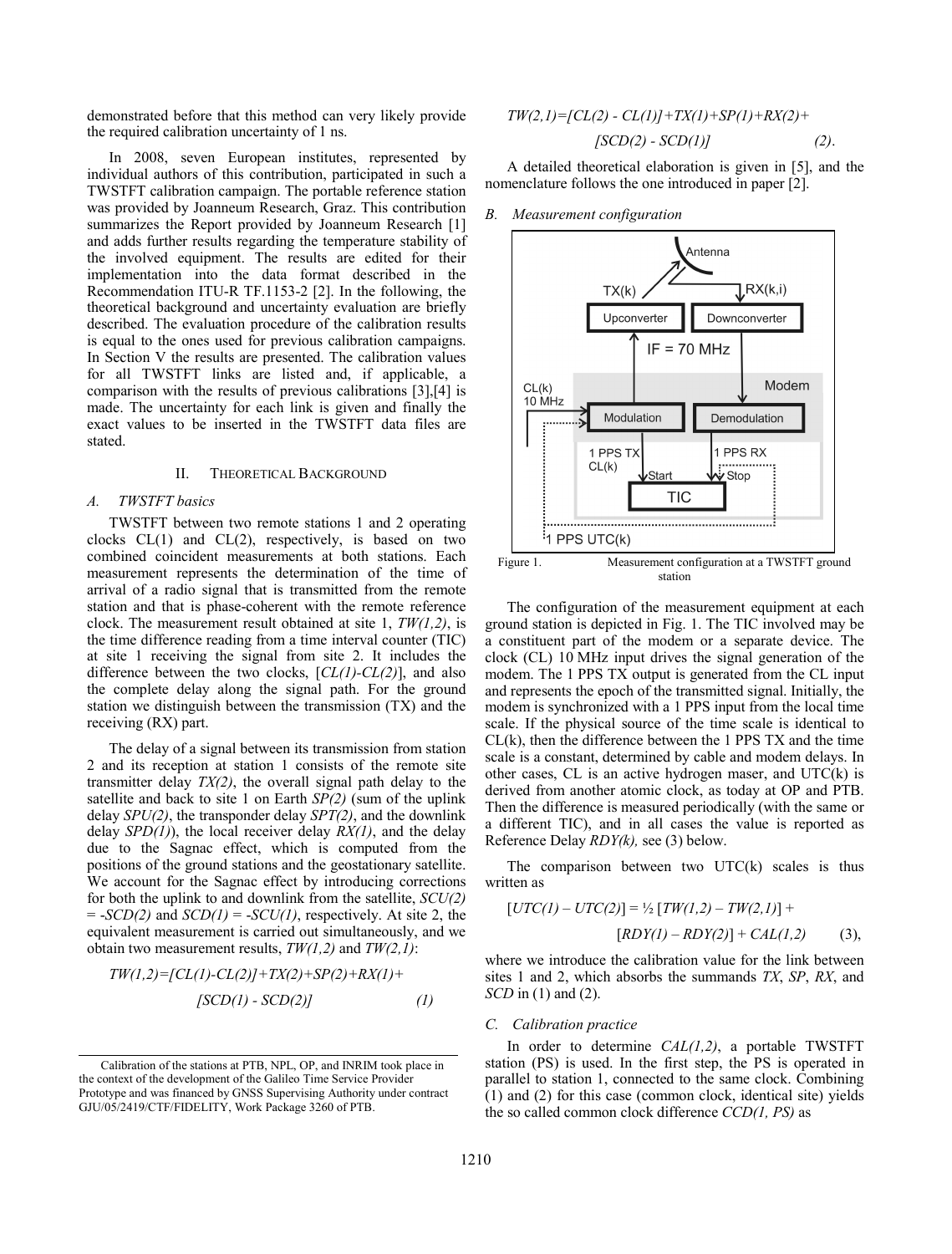demonstrated before that this method can very likely provide the required calibration uncertainty of 1 ns.

In 2008, seven European institutes, represented by individual authors of this contribution, participated in such a TWSTFT calibration campaign. The portable reference station was provided by Joanneum Research, Graz. This contribution summarizes the Report provided by Joanneum Research [1] and adds further results regarding the temperature stability of the involved equipment. The results are edited for their implementation into the data format described in the Recommendation ITU-R TF.1153-2 [2]. In the following, the theoretical background and uncertainty evaluation are briefly described. The evaluation procedure of the calibration results is equal to the ones used for previous calibration campaigns. In Section V the results are presented. The calibration values for all TWSTFT links are listed and, if applicable, a comparison with the results of previous calibrations [3],[4] is made. The uncertainty for each link is given and finally the exact values to be inserted in the TWSTFT data files are stated.

## II. Theoretical Background

### A. TWSTFT basics

TWSTFT between two remote stations 1 and 2 operating clocks CL(1) and CL(2), respectively, is based on two combined coincident measurements at both stations. Each measurement represents the determination of the time of arrival of a radio signal that is transmitted from the remote station and that is phase-coherent with the remote reference clock. The measurement result obtained at site 1, *TW(1,2)*, is the time difference reading from a time interval counter (TIC) at site 1 receiving the signal from site 2. It includes the difference between the two clocks, [*CL(1)-CL(2)*], and also the complete delay along the signal path. For the ground station we distinguish between the transmission (TX) and the receiving (RX) part.

The delay of a signal between its transmission from station 2 and its reception at station 1 consists of the remote site transmitter delay *TX(2)*, the overall signal path delay to the satellite and back to site 1 on Earth *SP(2)* (sum of the uplink delay *SPU(2)*, the transponder delay *SPT(2)*, and the downlink delay *SPD(1)*), the local receiver delay *RX(1)*, and the delay due to the Sagnac effect, which is computed from the positions of the ground stations and the geostationary satellite. We account for the Sagnac effect by introducing corrections for both the uplink to and downlink from the satellite, *SCU(2)* = -*SCD(2)* and *SCD(1)* = -*SCU(1)*, respectively. At site 2, the equivalent measurement is carried out simultaneously, and we obtain two measurement results, *TW(1,2)* and *TW(2,1)*:

$$TW(1,2)=[CL(1)-CL(2)]+TX(2)+SP(2)+RX(1)+ [SCD(1) - SCD(2)] \qquad (1)$$

$$TW(2,1)=[CL(2) - CL(1)]+TX(1)+SP(1)+RX(2)+ [SCD(2) - SCD(1)] \qquad (2).$$

A detailed theoretical elaboration is given in [5], and the nomenclature follows the one introduced in paper [2].

### B. Measurement configuration

Figure 1. Measurement configuration at a TWSTFT ground station

The configuration of the measurement equipment at each ground station is depicted in Fig. 1. The TIC involved may be a constituent part of the modem or a separate device. The clock (CL) 10 MHz input drives the signal generation of the modem. The 1 PPS TX output is generated from the CL input and represents the epoch of the transmitted signal. Initially, the modem is synchronized with a 1 PPS input from the local time scale. If the physical source of the time scale is identical to CL(k), then the difference between the 1 PPS TX and the time scale is a constant, determined by cable and modem delays. In other cases, CL is an active hydrogen maser, and UTC(k) is derived from another atomic clock, as today at OP and PTB. Then the difference is measured periodically (with the same or a different TIC), and in all cases the value is reported as Reference Delay *RDY(k),* see (3) below.

The comparison between two UTC(k) scales is thus written as

$$[UTC(1) – UTC(2)] = ½ [TW(1,2) – TW(2,1)] + [RDY(1) – RDY(2)] + CAL(1,2) \qquad (3),$$

where we introduce the calibration value for the link between sites 1 and 2, which absorbs the summands *TX*, *SP*, *RX*, and *SCD* in (1) and (2).

### C. Calibration practice

In order to determine *CAL(1,2)*, a portable TWSTFT station (PS) is used. In the first step, the PS is operated in parallel to station 1, connected to the same clock. Combining (1) and (2) for this case (common clock, identical site) yields the so called common clock difference *CCD(1, PS)* as

Calibration of the stations at PTB, NPL, OP, and INRIM took place in the context of the development of the Galileo Time Service Provider Prototype and was financed by GNSS Supervising Authority under contract GJU/05/2419/CTF/FIDELITY, Work Package 3260 of PTB.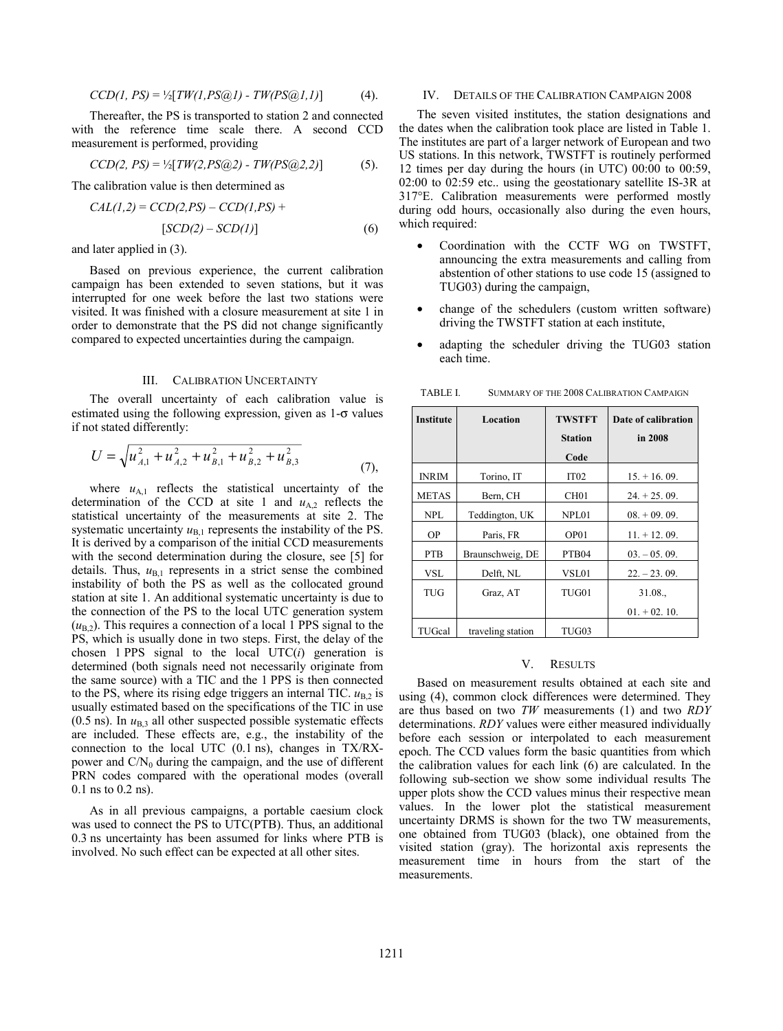$$CCD(1, PS) = \frac{1}{2}[TW(1,PS@1) - TW(PS@1,1)] \quad (4).$$

Thereafter, the PS is transported to station 2 and connected with the reference time scale there. A second CCD measurement is performed, providing

$$CCD(2, PS) = \frac{1}{2}[TW(2,PS@2) - TW(PS@2,2)] \quad (5).$$

The calibration value is then determined as

$$CAL(1,2) = CCD(2,PS) - CCD(1,PS) + [SCD(2) - SCD(1)] \quad (6)$$

and later applied in (3).

Based on previous experience, the current calibration campaign has been extended to seven stations, but it was interrupted for one week before the last two stations were visited. It was finished with a closure measurement at site 1 in order to demonstrate that the PS did not change significantly compared to expected uncertainties during the campaign.

## III. Calibration Uncertainty

The overall uncertainty of each calibration value is estimated using the following expression, given as 1-σ values if not stated differently:

$$U = \sqrt{u_{A,1}^2 + u_{A,2}^2 + u_{B,1}^2 + u_{B,2}^2 + u_{B,3}^2} \quad (7),$$

where $u_{A,1}$ reflects the statistical uncertainty of the determination of the CCD at site 1 and $u_{A,2}$ reflects the statistical uncertainty of the measurements at site 2. The systematic uncertainty $u_{B,1}$ represents the instability of the PS. It is derived by a comparison of the initial CCD measurements with the second determination during the closure, see [5] for details. Thus, $u_{B,1}$ represents in a strict sense the combined instability of both the PS as well as the collocated ground station at site 1. An additional systematic uncertainty is due to the connection of the PS to the local UTC generation system ($u_{B,2}$). This requires a connection of a local 1 PPS signal to the PS, which is usually done in two steps. First, the delay of the chosen 1 PPS signal to the local UTC(*i*) generation is determined (both signals need not necessarily originate from the same source) with a TIC and the 1 PPS is then connected to the PS, where its rising edge triggers an internal TIC. $u_{B,2}$ is usually estimated based on the specifications of the TIC in use (0.5 ns). In $u_{B,3}$ all other suspected possible systematic effects are included. These effects are, e.g., the instability of the connection to the local UTC (0.1 ns), changes in TX/RX-power and $C/N_0$ during the campaign, and the use of different PRN codes compared with the operational modes (overall 0.1 ns to 0.2 ns).

As in all previous campaigns, a portable caesium clock was used to connect the PS to UTC(PTB). Thus, an additional 0.3 ns uncertainty has been assumed for links where PTB is involved. No such effect can be expected at all other sites.

## IV. Details of the Calibration Campaign 2008

The seven visited institutes, the station designations and the dates when the calibration took place are listed in Table 1. The institutes are part of a larger network of European and two US stations. In this network, TWSTFT is routinely performed 12 times per day during the hours (in UTC) 00:00 to 00:59, 02:00 to 02:59 etc.. using the geostationary satellite IS-3R at 317°E. Calibration measurements were performed mostly during odd hours, occasionally also during the even hours, which required:

- Coordination with the CCTF WG on TWSTFT, announcing the extra measurements and calling from abstention of other stations to use code 15 (assigned to TUG03) during the campaign,
- change of the schedulers (custom written software) driving the TWSTFT station at each institute,
- adapting the scheduler driving the TUG03 station each time.

TABLE I. Summary of the 2008 Calibration Campaign

| Institute | Location | TWSTFT Station Code | Date of calibration in 2008 |
|---|---|---|---|
| INRIM | Torino, IT | IT02 | 15. + 16. 09. |
| METAS | Bern, CH | CH01 | 24. + 25. 09. |
| NPL | Teddington, UK | NPL01 | 08. + 09. 09. |
| OP | Paris, FR | OP01 | 11. + 12. 09. |
| PTB | Braunschweig, DE | PTB04 | 03. – 05. 09. |
| VSL | Delft, NL | VSL01 | 22. – 23. 09. |
| TUG | Graz, AT | TUG01 | 31.08., 01. + 02. 10. |
| TUGcal | traveling station | TUG03 | |

## V. Results

Based on measurement results obtained at each site and using (4), common clock differences were determined. They are thus based on two *TW* measurements (1) and two *RDY* determinations. *RDY* values were either measured individually before each session or interpolated to each measurement epoch. The CCD values form the basic quantities from which the calibration values for each link (6) are calculated. In the following sub-section we show some individual results The upper plots show the CCD values minus their respective mean values. In the lower plot the statistical measurement uncertainty DRMS is shown for the two TW measurements, one obtained from TUG03 (black), one obtained from the visited station (gray). The horizontal axis represents the measurement time in hours from the start of the measurements.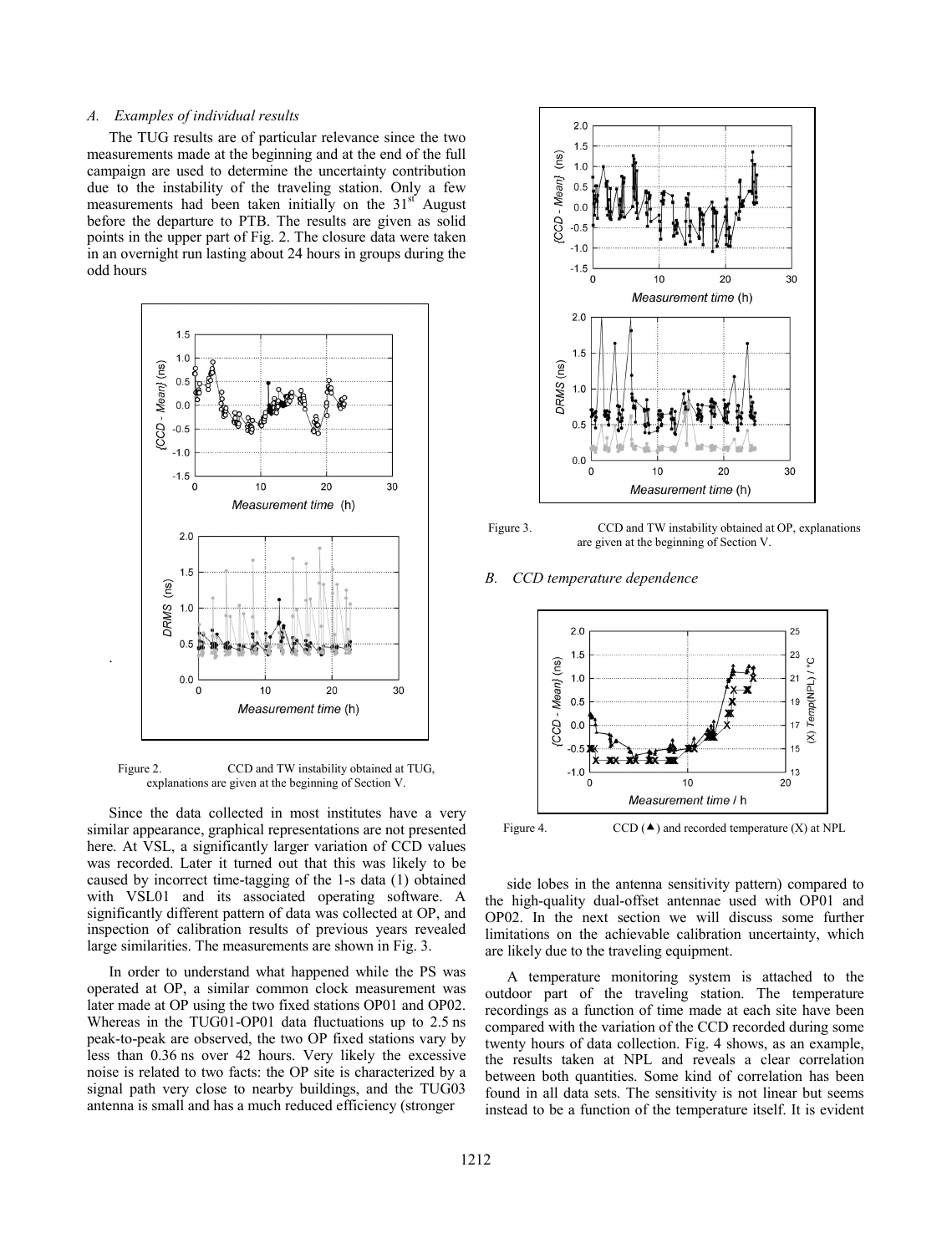*A. Examples of individual results*

The TUG results are of particular relevance since the two measurements made at the beginning and at the end of the full campaign are used to determine the uncertainty contribution due to the instability of the traveling station. Only a few measurements had been taken initially on the 31st August before the departure to PTB. The results are given as solid points in the upper part of Fig. 2. The closure data were taken in an overnight run lasting about 24 hours in groups during the odd hours

Figure 2. CCD and TW instability obtained at TUG, explanations are given at the beginning of Section V.

Since the data collected in most institutes have a very similar appearance, graphical representations are not presented here. At VSL, a significantly larger variation of CCD values was recorded. Later it turned out that this was likely to be caused by incorrect time-tagging of the 1-s data (1) obtained with VSL01 and its associated operating software. A significantly different pattern of data was collected at OP, and inspection of calibration results of previous years revealed large similarities. The measurements are shown in Fig. 3.

In order to understand what happened while the PS was operated at OP, a similar common clock measurement was later made at OP using the two fixed stations OP01 and OP02. Whereas in the TUG01-OP01 data fluctuations up to 2.5 ns peak-to-peak are observed, the two OP fixed stations vary by less than 0.36 ns over 42 hours. Very likely the excessive noise is related to two facts: the OP site is characterized by a signal path very close to nearby buildings, and the TUG03 antenna is small and has a much reduced efficiency (stronger side lobes in the antenna sensitivity pattern) compared to the high-quality dual-offset antennae used with OP01 and OP02. In the next section we will discuss some further limitations on the achievable calibration uncertainty, which are likely due to the traveling equipment.

Figure 3. CCD and TW instability obtained at OP, explanations are given at the beginning of Section V.

*B. CCD temperature dependence*

Figure 4. CCD (▲) and recorded temperature (X) at NPL

A temperature monitoring system is attached to the outdoor part of the traveling station. The temperature recordings as a function of time made at each site have been compared with the variation of the CCD recorded during some twenty hours of data collection. Fig. 4 shows, as an example, the results taken at NPL and reveals a clear correlation between both quantities. Some kind of correlation has been found in all data sets. The sensitivity is not linear but seems instead to be a function of the temperature itself. It is evident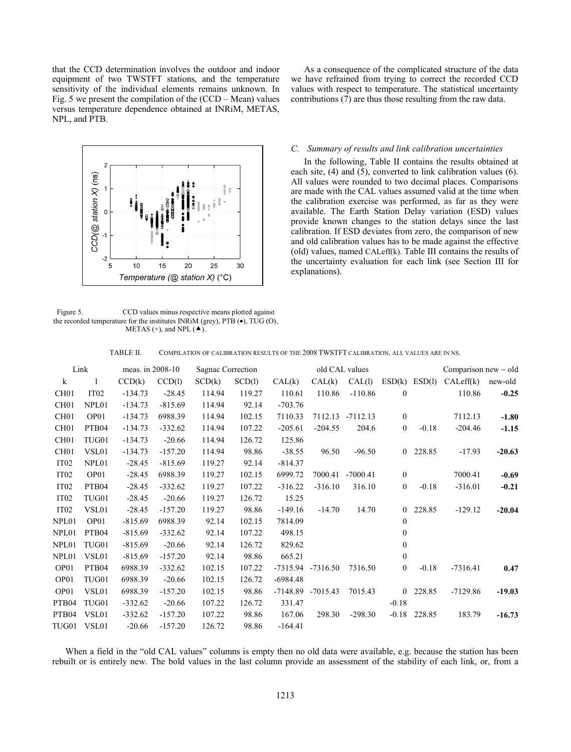that the CCD determination involves the outdoor and indoor equipment of two TWSTFT stations, and the temperature sensitivity of the individual elements remains unknown. In Fig. 5 we present the compilation of the (CCD – Mean) values versus temperature dependence obtained at INRiM, METAS, NPL, and PTB.

Figure 5. CCD values minus respective means plotted against the recorded temperature for the institutes INRiM (grey), PTB (•), TUG (O), METAS (+), and NPL (▲).

As a consequence of the complicated structure of the data we have refrained from trying to correct the recorded CCD values with respect to temperature. The statistical uncertainty contributions (7) are thus those resulting from the raw data.

### C. Summary of results and link calibration uncertainties

In the following, Table II contains the results obtained at each site, (4) and (5), converted to link calibration values (6). All values were rounded to two decimal places. Comparisons are made with the CAL values assumed valid at the time when the calibration exercise was performed, as far as they were available. The Earth Station Delay variation (ESD) values provide known changes to the station delays since the last calibration. If ESD deviates from zero, the comparison of new and old calibration values has to be made against the effective (old) values, named CALeff(k). Table III contains the results of the uncertainty evaluation for each link (see Section III for explanations).

TABLE II. COMPILATION OF CALIBRATION RESULTS OF THE 2008 TWSTFT CALIBRATION, ALL VALUES ARE IN NS.

| Link | | meas. in 2008-10 | | Sagnac Correction | | | old CAL values | | | | Comparison new – old | |
|---|---|---|---|---|---|---|---|---|---|---|---|---|
| k | l | CCD(k) | CCD(l) | SCD(k) | SCD(l) | CAL(k) | CAL(k) | CAL(l) | ESD(k) | ESD(l) | CALeff(k) | new-old |
| CH01 | IT02 | -134.73 | -28.45 | 114.94 | 119.27 | 110.61 | 110.86 | -110.86 | 0 | | 110.86 | **-0.25** |
| CH01 | NPL01 | -134.73 | -815.69 | 114.94 | 92.14 | -703.76 | | | | | | |
| CH01 | OP01 | -134.73 | 6988.39 | 114.94 | 102.15 | 7110.33 | 7112.13 | -7112.13 | 0 | | 7112.13 | **-1.80** |
| CH01 | PTB04 | -134.73 | -332.62 | 114.94 | 107.22 | -205.61 | -204.55 | 204.6 | 0 | -0.18 | -204.46 | **-1.15** |
| CH01 | TUG01 | -134.73 | -20.66 | 114.94 | 126.72 | 125.86 | | | | | | |
| CH01 | VSL01 | -134.73 | -157.20 | 114.94 | 98.86 | -38.55 | 96.50 | -96.50 | 0 | 228.85 | -17.93 | **-20.63** |
| IT02 | NPL01 | -28.45 | -815.69 | 119.27 | 92.14 | -814.37 | | | | | | |
| IT02 | OP01 | -28.45 | 6988.39 | 119.27 | 102.15 | 6999.72 | 7000.41 | -7000.41 | 0 | | 7000.41 | **-0.69** |
| IT02 | PTB04 | -28.45 | -332.62 | 119.27 | 107.22 | -316.22 | -316.10 | 316.10 | 0 | -0.18 | -316.01 | **-0.21** |
| IT02 | TUG01 | -28.45 | -20.66 | 119.27 | 126.72 | 15.25 | | | | | | |
| IT02 | VSL01 | -28.45 | -157.20 | 119.27 | 98.86 | -149.16 | -14.70 | 14.70 | 0 | 228.85 | -129.12 | **-20.04** |
| NPL01 | OP01 | -815.69 | 6988.39 | 92.14 | 102.15 | 7814.09 | | | 0 | | | |
| NPL01 | PTB04 | -815.69 | -332.62 | 92.14 | 107.22 | 498.15 | | | 0 | | | |
| NPL01 | TUG01 | -815.69 | -20.66 | 92.14 | 126.72 | 829.62 | | | 0 | | | |
| NPL01 | VSL01 | -815.69 | -157.20 | 92.14 | 98.86 | 665.21 | | | 0 | | | |
| OP01 | PTB04 | 6988.39 | -332.62 | 102.15 | 107.22 | -7315.94 | -7316.50 | 7316.50 | 0 | -0.18 | -7316.41 | **0.47** |
| OP01 | TUG01 | 6988.39 | -20.66 | 102.15 | 126.72 | -6984.48 | | | | | | |
| OP01 | VSL01 | 6988.39 | -157.20 | 102.15 | 98.86 | -7148.89 | -7015.43 | 7015.43 | 0 | 228.85 | -7129.86 | **-19.03** |
| PTB04 | TUG01 | -332.62 | -20.66 | 107.22 | 126.72 | 331.47 | | | -0.18 | | | |
| PTB04 | VSL01 | -332.62 | -157.20 | 107.22 | 98.86 | 167.06 | 298.30 | -298.30 | -0.18 | 228.85 | 183.79 | **-16.73** |
| TUG01 | VSL01 | -20.66 | -157.20 | 126.72 | 98.86 | -164.41 | | | | | | |

When a field in the "old CAL values" columns is empty then no old data were available, e.g. because the station has been rebuilt or is entirely new. The bold values in the last column provide an assessment of the stability of each link, or, from a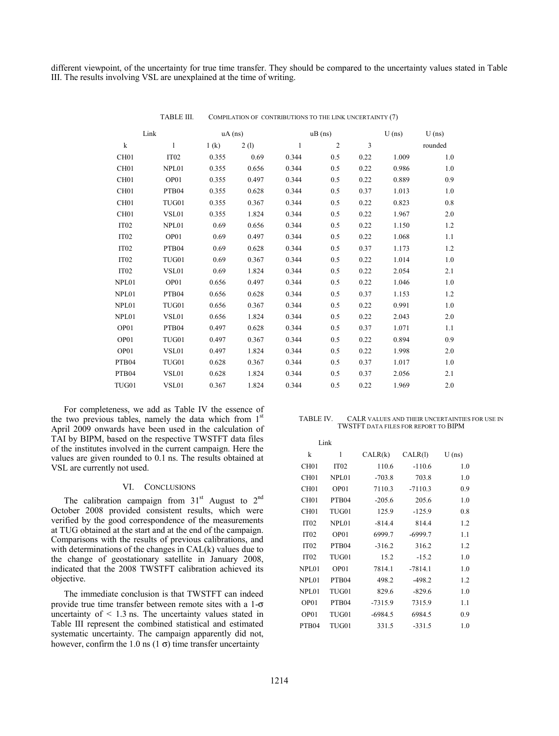different viewpoint, of the uncertainty for true time transfer. They should be compared to the uncertainty values stated in Table III. The results involving VSL are unexplained at the time of writing.

TABLE III. COMPILATION OF CONTRIBUTIONS TO THE LINK UNCERTAINTY (7)

| Link | | uA (ns) | | uB (ns) | | | U (ns) | U (ns) |
|---|---|---|---|---|---|---|---|---|
| k | l | 1 (k) | 2 (l) | 1 | 2 | 3 | | rounded |
| CH01 | IT02 | 0.355 | 0.69 | 0.344 | 0.5 | 0.22 | 1.009 | 1.0 |
| CH01 | NPL01 | 0.355 | 0.656 | 0.344 | 0.5 | 0.22 | 0.986 | 1.0 |
| CH01 | OP01 | 0.355 | 0.497 | 0.344 | 0.5 | 0.22 | 0.889 | 0.9 |
| CH01 | PTB04 | 0.355 | 0.628 | 0.344 | 0.5 | 0.37 | 1.013 | 1.0 |
| CH01 | TUG01 | 0.355 | 0.367 | 0.344 | 0.5 | 0.22 | 0.823 | 0.8 |
| CH01 | VSL01 | 0.355 | 1.824 | 0.344 | 0.5 | 0.22 | 1.967 | 2.0 |
| IT02 | NPL01 | 0.69 | 0.656 | 0.344 | 0.5 | 0.22 | 1.150 | 1.2 |
| IT02 | OP01 | 0.69 | 0.497 | 0.344 | 0.5 | 0.22 | 1.068 | 1.1 |
| IT02 | PTB04 | 0.69 | 0.628 | 0.344 | 0.5 | 0.37 | 1.173 | 1.2 |
| IT02 | TUG01 | 0.69 | 0.367 | 0.344 | 0.5 | 0.22 | 1.014 | 1.0 |
| IT02 | VSL01 | 0.69 | 1.824 | 0.344 | 0.5 | 0.22 | 2.054 | 2.1 |
| NPL01 | OP01 | 0.656 | 0.497 | 0.344 | 0.5 | 0.22 | 1.046 | 1.0 |
| NPL01 | PTB04 | 0.656 | 0.628 | 0.344 | 0.5 | 0.37 | 1.153 | 1.2 |
| NPL01 | TUG01 | 0.656 | 0.367 | 0.344 | 0.5 | 0.22 | 0.991 | 1.0 |
| NPL01 | VSL01 | 0.656 | 1.824 | 0.344 | 0.5 | 0.22 | 2.043 | 2.0 |
| OP01 | PTB04 | 0.497 | 0.628 | 0.344 | 0.5 | 0.37 | 1.071 | 1.1 |
| OP01 | TUG01 | 0.497 | 0.367 | 0.344 | 0.5 | 0.22 | 0.894 | 0.9 |
| OP01 | VSL01 | 0.497 | 1.824 | 0.344 | 0.5 | 0.22 | 1.998 | 2.0 |
| PTB04 | TUG01 | 0.628 | 0.367 | 0.344 | 0.5 | 0.37 | 1.017 | 1.0 |
| PTB04 | VSL01 | 0.628 | 1.824 | 0.344 | 0.5 | 0.37 | 2.056 | 2.1 |
| TUG01 | VSL01 | 0.367 | 1.824 | 0.344 | 0.5 | 0.22 | 1.969 | 2.0 |

For completeness, we add as Table IV the essence of the two previous tables, namely the data which from 1st April 2009 onwards have been used in the calculation of TAI by BIPM, based on the respective TWSTFT data files of the institutes involved in the current campaign. Here the values are given rounded to 0.1 ns. The results obtained at VSL are currently not used.

## VI. CONCLUSIONS

The calibration campaign from 31st August to 2nd October 2008 provided consistent results, which were verified by the good correspondence of the measurements at TUG obtained at the start and at the end of the campaign. Comparisons with the results of previous calibrations, and with determinations of the changes in CAL(k) values due to the change of geostationary satellite in January 2008, indicated that the 2008 TWSTFT calibration achieved its objective.

The immediate conclusion is that TWSTFT can indeed provide true time transfer between remote sites with a 1-σ uncertainty of < 1.3 ns. The uncertainty values stated in Table III represent the combined statistical and estimated systematic uncertainty. The campaign apparently did not, however, confirm the 1.0 ns (1 σ) time transfer uncertainty

TABLE IV. CALR VALUES AND THEIR UNCERTAINTIES FOR USE IN TWSTFT DATA FILES FOR REPORT TO BIPM

| Link | | | | |
|---|---|---|---|---|
| k | l | CALR(k) | CALR(l) | U (ns) |
| CH01 | IT02 | 110.6 | -110.6 | 1.0 |
| CH01 | NPL01 | -703.8 | 703.8 | 1.0 |
| CH01 | OP01 | 7110.3 | -7110.3 | 0.9 |
| CH01 | PTB04 | -205.6 | 205.6 | 1.0 |
| CH01 | TUG01 | 125.9 | -125.9 | 0.8 |
| IT02 | NPL01 | -814.4 | 814.4 | 1.2 |
| IT02 | OP01 | 6999.7 | -6999.7 | 1.1 |
| IT02 | PTB04 | -316.2 | 316.2 | 1.2 |
| IT02 | TUG01 | 15.2 | -15.2 | 1.0 |
| NPL01 | OP01 | 7814.1 | -7814.1 | 1.0 |
| NPL01 | PTB04 | 498.2 | -498.2 | 1.2 |
| NPL01 | TUG01 | 829.6 | -829.6 | 1.0 |
| OP01 | PTB04 | -7315.9 | 7315.9 | 1.1 |
| OP01 | TUG01 | -6984.5 | 6984.5 | 0.9 |
| PTB04 | TUG01 | 331.5 | -331.5 | 1.0 |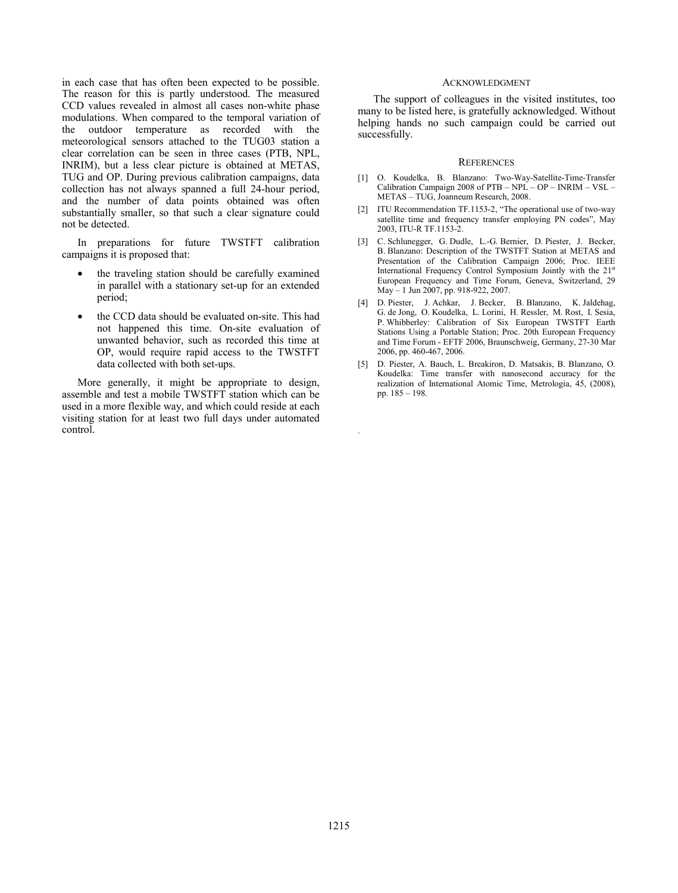in each case that has often been expected to be possible. The reason for this is partly understood. The measured CCD values revealed in almost all cases non-white phase modulations. When compared to the temporal variation of the outdoor temperature as recorded with the meteorological sensors attached to the TUG03 station a clear correlation can be seen in three cases (PTB, NPL, INRIM), but a less clear picture is obtained at METAS, TUG and OP. During previous calibration campaigns, data collection has not always spanned a full 24-hour period, and the number of data points obtained was often substantially smaller, so that such a clear signature could not be detected.

In preparations for future TWSTFT calibration campaigns it is proposed that:

- the traveling station should be carefully examined in parallel with a stationary set-up for an extended period;
- the CCD data should be evaluated on-site. This had not happened this time. On-site evaluation of unwanted behavior, such as recorded this time at OP, would require rapid access to the TWSTFT data collected with both set-ups.

More generally, it might be appropriate to design, assemble and test a mobile TWSTFT station which can be used in a more flexible way, and which could reside at each visiting station for at least two full days under automated control.

## Acknowledgment

The support of colleagues in the visited institutes, too many to be listed here, is gratefully acknowledged. Without helping hands no such campaign could be carried out successfully.

## References

[1] O. Koudelka, B. Blanzano: Two-Way-Satellite-Time-Transfer Calibration Campaign 2008 of PTB – NPL – OP – INRIM – VSL – METAS – TUG, Joanneum Research, 2008.

[2] ITU Recommendation TF.1153-2, "The operational use of two-way satellite time and frequency transfer employing PN codes", May 2003, ITU-R TF.1153-2.

[3] C. Schlunegger, G. Dudle, L.-G. Bernier, D. Piester, J. Becker, B. Blanzano: Description of the TWSTFT Station at METAS and Presentation of the Calibration Campaign 2006; Proc. IEEE International Frequency Control Symposium Jointly with the 21st European Frequency and Time Forum, Geneva, Switzerland, 29 May – 1 Jun 2007, pp. 918-922, 2007.

[4] D. Piester, J. Achkar, J. Becker, B. Blanzano, K. Jaldehag, G. de Jong, O. Koudelka, L. Lorini, H. Ressler, M. Rost, I. Sesia, P. Whibberley: Calibration of Six European TWSTFT Earth Stations Using a Portable Station; Proc. 20th European Frequency and Time Forum - EFTF 2006, Braunschweig, Germany, 27-30 Mar 2006, pp. 460-467, 2006.

[5] D. Piester, A. Bauch, L. Breakiron, D. Matsakis, B. Blanzano, O. Koudelka: Time transfer with nanosecond accuracy for the realization of International Atomic Time, Metrologia, 45, (2008), pp. 185 – 198.